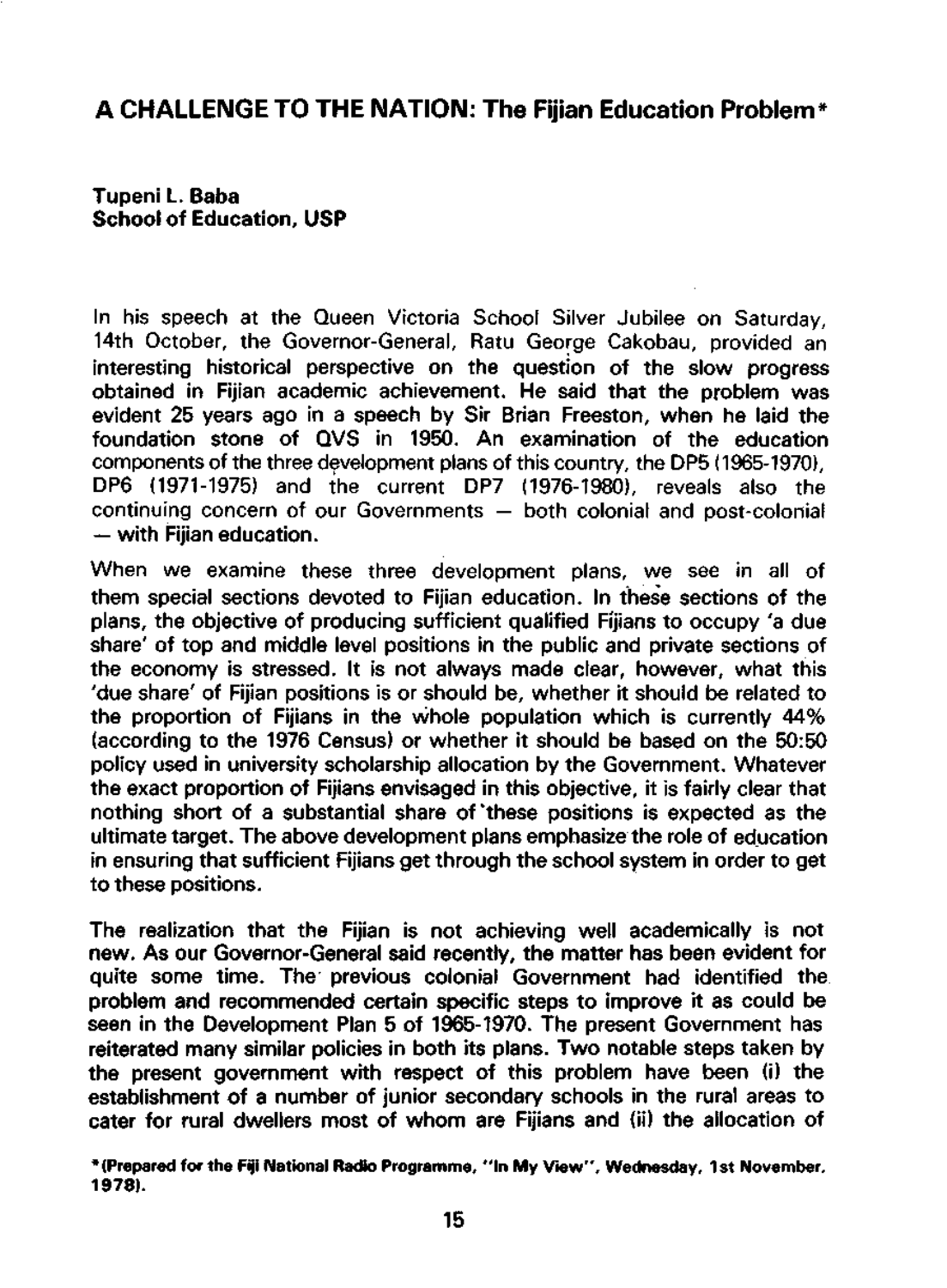# A CHALLENGE TO THE NATION: The Fijian Education Problem*

**Tupeni L. Baba**
**School of Education, USP**

In his speech at the Queen Victoria School Silver Jubilee on Saturday, 14th October, the Governor-General, Ratu George Cakobau, provided an interesting historical perspective on the question of the slow progress obtained in Fijian academic achievement. He said that the problem was evident 25 years ago in a speech by Sir Brian Freeston, when he laid the foundation stone of QVS in 1950. An examination of the education components of the three development plans of this country, the DP5 (1965-1970), DP6 (1971-1975) and the current DP7 (1976-1980), reveals also the continuing concern of our Governments — both colonial and post-colonial — with Fijian education.

When we examine these three development plans, we see in all of them special sections devoted to Fijian education. In these sections of the plans, the objective of producing sufficient qualified Fijians to occupy 'a due share' of top and middle level positions in the public and private sections of the economy is stressed. It is not always made clear, however, what this 'due share' of Fijian positions is or should be, whether it should be related to the proportion of Fijians in the whole population which is currently 44% (according to the 1976 Census) or whether it should be based on the 50:50 policy used in university scholarship allocation by the Government. Whatever the exact proportion of Fijians envisaged in this objective, it is fairly clear that nothing short of a substantial share of these positions is expected as the ultimate target. The above development plans emphasize the role of education in ensuring that sufficient Fijians get through the school system in order to get to these positions.

The realization that the Fijian is not achieving well academically is not new. As our Governor-General said recently, the matter has been evident for quite some time. The previous colonial Government had identified the problem and recommended certain specific steps to improve it as could be seen in the Development Plan 5 of 1965-1970. The present Government has reiterated many similar policies in both its plans. Two notable steps taken by the present government with respect of this problem have been (i) the establishment of a number of junior secondary schools in the rural areas to cater for rural dwellers most of whom are Fijians and (ii) the allocation of

*(Prepared for the Fiji National Radio Programme, "In My View", Wednesday, 1st November, 1978).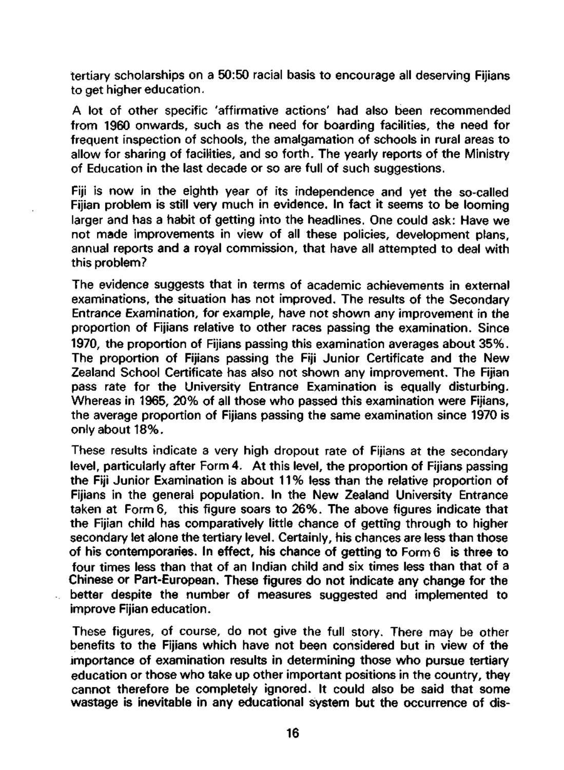tertiary scholarships on a 50:50 racial basis to encourage all deserving Fijians to get higher education.

A lot of other specific 'affirmative actions' had also been recommended from 1960 onwards, such as the need for boarding facilities, the need for frequent inspection of schools, the amalgamation of schools in rural areas to allow for sharing of facilities, and so forth. The yearly reports of the Ministry of Education in the last decade or so are full of such suggestions.

Fiji is now in the eighth year of its independence and yet the so-called Fijian problem is still very much in evidence. In fact it seems to be looming larger and has a habit of getting into the headlines. One could ask: Have we not made improvements in view of all these policies, development plans, annual reports and a royal commission, that have all attempted to deal with this problem?

The evidence suggests that in terms of academic achievements in external examinations, the situation has not improved. The results of the Secondary Entrance Examination, for example, have not shown any improvement in the proportion of Fijians relative to other races passing the examination. Since 1970, the proportion of Fijians passing this examination averages about 35%. The proportion of Fijians passing the Fiji Junior Certificate and the New Zealand School Certificate has also not shown any improvement. The Fijian pass rate for the University Entrance Examination is equally disturbing. Whereas in 1965, 20% of all those who passed this examination were Fijians, the average proportion of Fijians passing the same examination since 1970 is only about 18%.

These results indicate a very high dropout rate of Fijians at the secondary level, particularly after Form 4. At this level, the proportion of Fijians passing the Fiji Junior Examination is about 11% less than the relative proportion of Fijians in the general population. In the New Zealand University Entrance taken at Form 6, this figure soars to 26%. The above figures indicate that the Fijian child has comparatively little chance of getting through to higher secondary let alone the tertiary level. Certainly, his chances are less than those of his contemporaries. In effect, his chance of getting to Form 6 is three to four times less than that of an Indian child and six times less than that of a Chinese or Part-European. These figures do not indicate any change for the better despite the number of measures suggested and implemented to improve Fijian education.

These figures, of course, do not give the full story. There may be other benefits to the Fijians which have not been considered but in view of the importance of examination results in determining those who pursue tertiary education or those who take up other important positions in the country, they cannot therefore be completely ignored. It could also be said that some wastage is inevitable in any educational system but the occurrence of dis-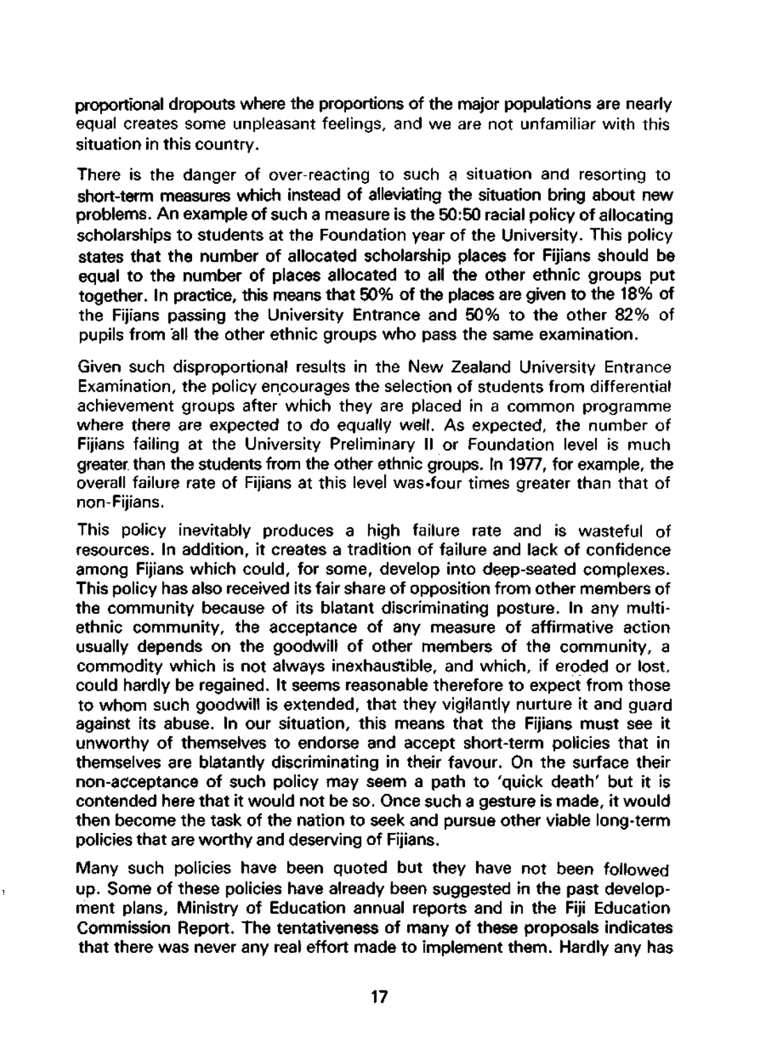proportional dropouts where the proportions of the major populations are nearly equal creates some unpleasant feelings, and we are not unfamiliar with this situation in this country.

There is the danger of over-reacting to such a situation and resorting to short-term measures which instead of alleviating the situation bring about new problems. An example of such a measure is the 50:50 racial policy of allocating scholarships to students at the Foundation year of the University. This policy states that the number of allocated scholarship places for Fijians should be equal to the number of places allocated to all the other ethnic groups put together. In practice, this means that 50% of the places are given to the 18% of the Fijians passing the University Entrance and 50% to the other 82% of pupils from all the other ethnic groups who pass the same examination.

Given such disproportional results in the New Zealand University Entrance Examination, the policy encourages the selection of students from differential achievement groups after which they are placed in a common programme where there are expected to do equally well. As expected, the number of Fijians failing at the University Preliminary II or Foundation level is much greater than the students from the other ethnic groups. In 1977, for example, the overall failure rate of Fijians at this level was four times greater than that of non-Fijians.

This policy inevitably produces a high failure rate and is wasteful of resources. In addition, it creates a tradition of failure and lack of confidence among Fijians which could, for some, develop into deep-seated complexes. This policy has also received its fair share of opposition from other members of the community because of its blatant discriminating posture. In any multi-ethnic community, the acceptance of any measure of affirmative action usually depends on the goodwill of other members of the community, a commodity which is not always inexhaustible, and which, if eroded or lost, could hardly be regained. It seems reasonable therefore to expect from those to whom such goodwill is extended, that they vigilantly nurture it and guard against its abuse. In our situation, this means that the Fijians must see it unworthy of themselves to endorse and accept short-term policies that in themselves are blatantly discriminating in their favour. On the surface their non-acceptance of such policy may seem a path to 'quick death' but it is contended here that it would not be so. Once such a gesture is made, it would then become the task of the nation to seek and pursue other viable long-term policies that are worthy and deserving of Fijians.

Many such policies have been quoted but they have not been followed up. Some of these policies have already been suggested in the past development plans, Ministry of Education annual reports and in the Fiji Education Commission Report. The tentativeness of many of these proposals indicates that there was never any real effort made to implement them. Hardly any has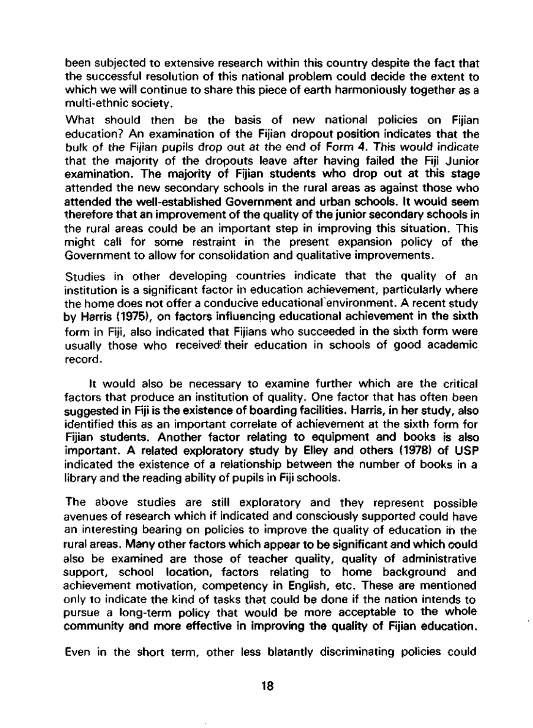been subjected to extensive research within this country despite the fact that the successful resolution of this national problem could decide the extent to which we will continue to share this piece of earth harmoniously together as a multi-ethnic society.

What should then be the basis of new national policies on Fijian education? An examination of the Fijian dropout position indicates that the bulk of the Fijian pupils drop out at the end of Form 4. This would indicate that the majority of the dropouts leave after having failed the Fiji Junior examination. The majority of Fijian students who drop out at this stage attended the new secondary schools in the rural areas as against those who attended the well-established Government and urban schools. It would seem therefore that an improvement of the quality of the junior secondary schools in the rural areas could be an important step in improving this situation. This might call for some restraint in the present expansion policy of the Government to allow for consolidation and qualitative improvements.

Studies in other developing countries indicate that the quality of an institution is a significant factor in education achievement, particularly where the home does not offer a conducive educational environment. A recent study by Harris (1975), on factors influencing educational achievement in the sixth form in Fiji, also indicated that Fijians who succeeded in the sixth form were usually those who received their education in schools of good academic record.

It would also be necessary to examine further which are the critical factors that produce an institution of quality. One factor that has often been suggested in Fiji is the existence of boarding facilities. Harris, in her study, also identified this as an important correlate of achievement at the sixth form for Fijian students. Another factor relating to equipment and books is also important. A related exploratory study by Elley and others (1978) of USP indicated the existence of a relationship between the number of books in a library and the reading ability of pupils in Fiji schools.

The above studies are still exploratory and they represent possible avenues of research which if indicated and consciously supported could have an interesting bearing on policies to improve the quality of education in the rural areas. Many other factors which appear to be significant and which could also be examined are those of teacher quality, quality of administrative support, school location, factors relating to home background and achievement motivation, competency in English, etc. These are mentioned only to indicate the kind of tasks that could be done if the nation intends to pursue a long-term policy that would be more acceptable to the whole community and more effective in improving the quality of Fijian education.

Even in the short term, other less blatantly discriminating policies could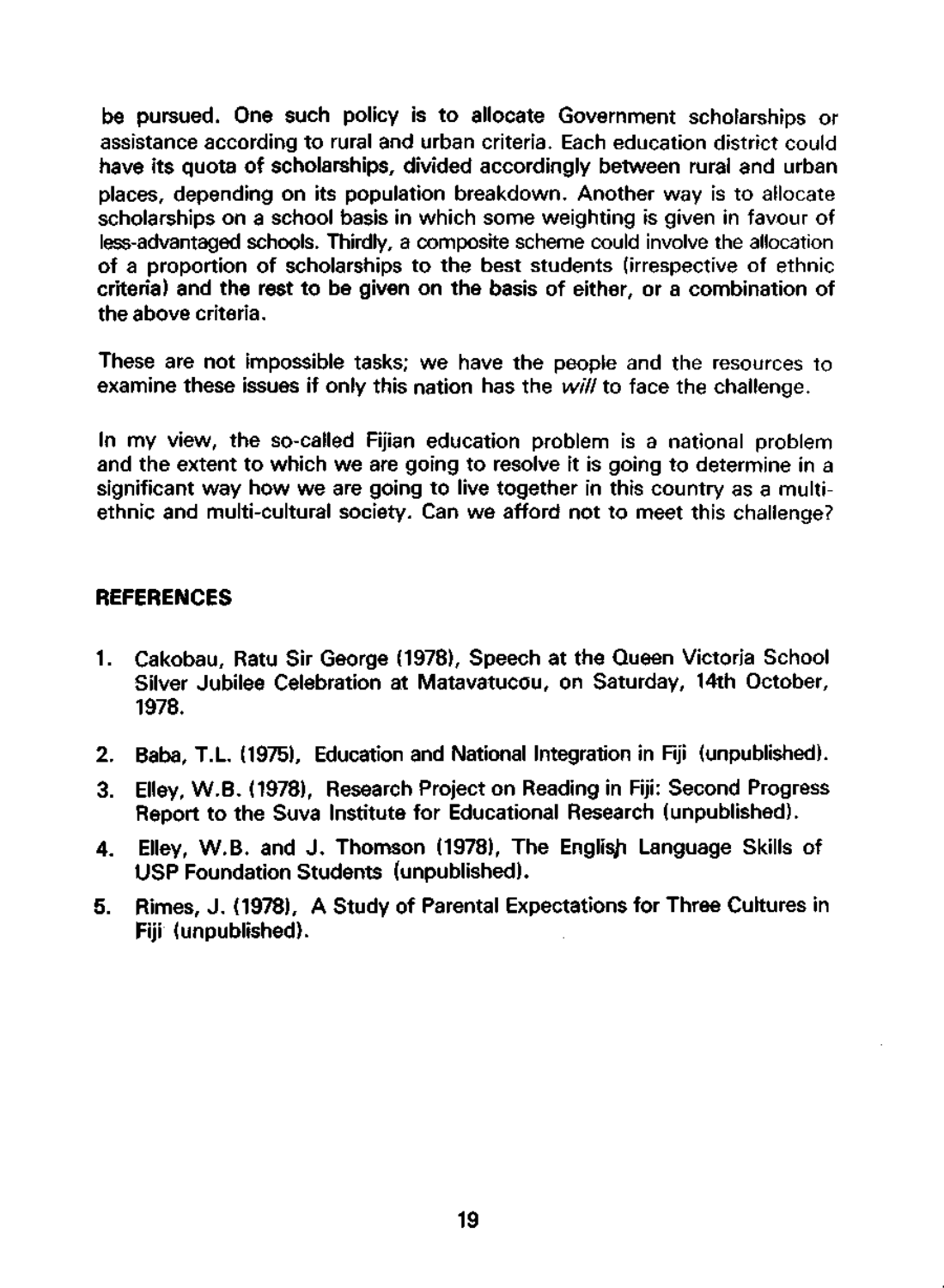be pursued. One such policy is to allocate Government scholarships or assistance according to rural and urban criteria. Each education district could have its quota of scholarships, divided accordingly between rural and urban places, depending on its population breakdown. Another way is to allocate scholarships on a school basis in which some weighting is given in favour of less-advantaged schools. Thirdly, a composite scheme could involve the allocation of a proportion of scholarships to the best students (irrespective of ethnic criteria) and the rest to be given on the basis of either, or a combination of the above criteria.

These are not impossible tasks; we have the people and the resources to examine these issues if only this nation has the *will* to face the challenge.

In my view, the so-called Fijian education problem is a national problem and the extent to which we are going to resolve it is going to determine in a significant way how we are going to live together in this country as a multi-ethnic and multi-cultural society. Can we afford not to meet this challenge?

## REFERENCES

1. Cakobau, Ratu Sir George (1978), Speech at the Queen Victoria School Silver Jubilee Celebration at Matavatucou, on Saturday, 14th October, 1978.
2. Baba, T.L. (1975), Education and National Integration in Fiji (unpublished).
3. Elley, W.B. (1978), Research Project on Reading in Fiji: Second Progress Report to the Suva Institute for Educational Research (unpublished).
4. Elley, W.B. and J. Thomson (1978), The English Language Skills of USP Foundation Students (unpublished).
5. Rimes, J. (1978), A Study of Parental Expectations for Three Cultures in Fiji (unpublished).